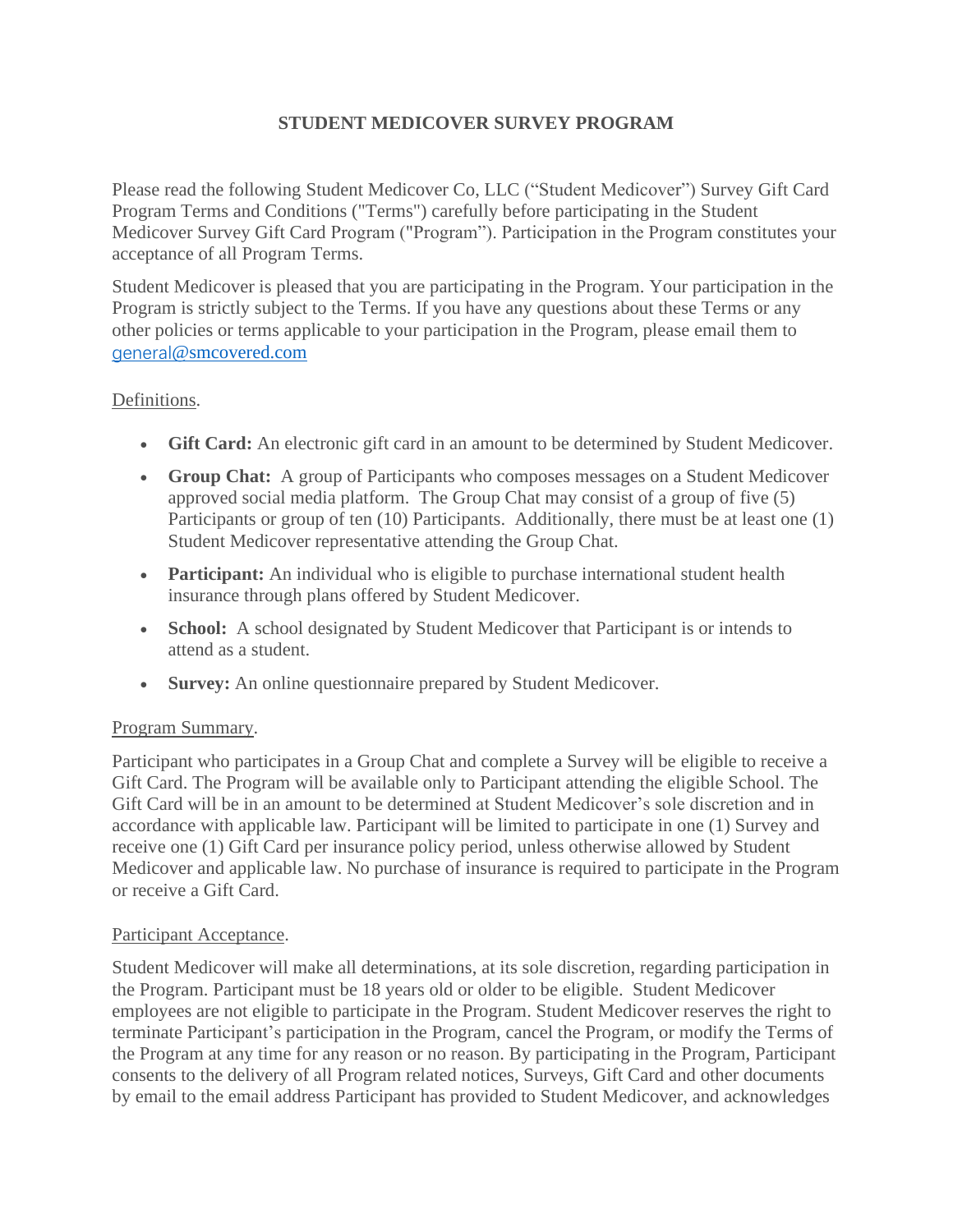# STUDENT MEDICOVER SURVEY PROGRAM

Please read the following Student Medicover Co, LLC ("Student Medicover") Survey Gift Card Program Terms and Conditions ("Terms") carefully before participating in the Student Medicover Survey Gift Card Program ("Program"). Participation in the Program constitutes your acceptance of all Program Terms.

Student Medicover is pleased that you are participating in the Program. Your participation in the Program is strictly subject to the Terms. If you have any questions about these Terms or any other policies or terms applicable to your participation in the Program, please email them to general@smcovered.com

Definitions.

- **Gift Card:** An electronic gift card in an amount to be determined by Student Medicover.
- **Group Chat:** A group of Participants who composes messages on a Student Medicover approved social media platform. The Group Chat may consist of a group of five (5) Participants or group of ten (10) Participants. Additionally, there must be at least one (1) Student Medicover representative attending the Group Chat.
- **Participant:** An individual who is eligible to purchase international student health insurance through plans offered by Student Medicover.
- **School:** A school designated by Student Medicover that Participant is or intends to attend as a student.
- **Survey:** An online questionnaire prepared by Student Medicover.

Program Summary.

Participant who participates in a Group Chat and complete a Survey will be eligible to receive a Gift Card. The Program will be available only to Participant attending the eligible School. The Gift Card will be in an amount to be determined at Student Medicover's sole discretion and in accordance with applicable law. Participant will be limited to participate in one (1) Survey and receive one (1) Gift Card per insurance policy period, unless otherwise allowed by Student Medicover and applicable law. No purchase of insurance is required to participate in the Program or receive a Gift Card.

Participant Acceptance.

Student Medicover will make all determinations, at its sole discretion, regarding participation in the Program. Participant must be 18 years old or older to be eligible. Student Medicover employees are not eligible to participate in the Program. Student Medicover reserves the right to terminate Participant's participation in the Program, cancel the Program, or modify the Terms of the Program at any time for any reason or no reason. By participating in the Program, Participant consents to the delivery of all Program related notices, Surveys, Gift Card and other documents by email to the email address Participant has provided to Student Medicover, and acknowledges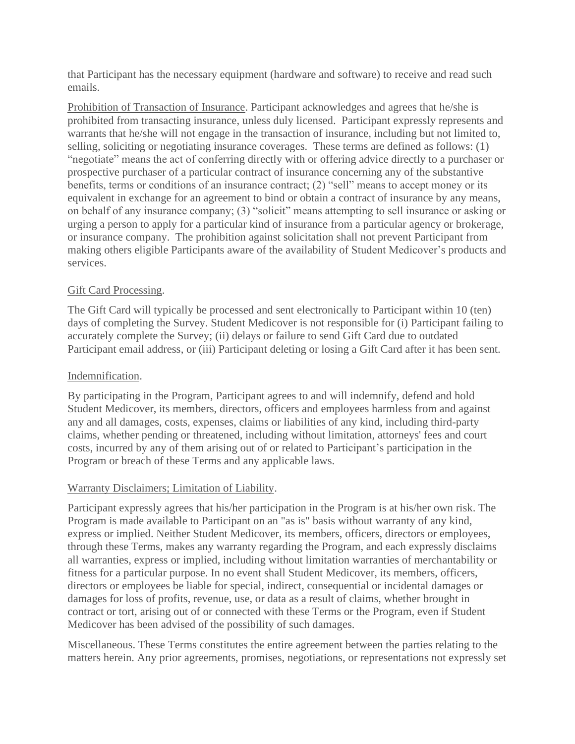that Participant has the necessary equipment (hardware and software) to receive and read such emails.

Prohibition of Transaction of Insurance. Participant acknowledges and agrees that he/she is prohibited from transacting insurance, unless duly licensed. Participant expressly represents and warrants that he/she will not engage in the transaction of insurance, including but not limited to, selling, soliciting or negotiating insurance coverages. These terms are defined as follows: (1) "negotiate" means the act of conferring directly with or offering advice directly to a purchaser or prospective purchaser of a particular contract of insurance concerning any of the substantive benefits, terms or conditions of an insurance contract; (2) "sell" means to accept money or its equivalent in exchange for an agreement to bind or obtain a contract of insurance by any means, on behalf of any insurance company; (3) "solicit" means attempting to sell insurance or asking or urging a person to apply for a particular kind of insurance from a particular agency or brokerage, or insurance company. The prohibition against solicitation shall not prevent Participant from making others eligible Participants aware of the availability of Student Medicover's products and services.

Gift Card Processing.

The Gift Card will typically be processed and sent electronically to Participant within 10 (ten) days of completing the Survey. Student Medicover is not responsible for (i) Participant failing to accurately complete the Survey; (ii) delays or failure to send Gift Card due to outdated Participant email address, or (iii) Participant deleting or losing a Gift Card after it has been sent.

Indemnification.

By participating in the Program, Participant agrees to and will indemnify, defend and hold Student Medicover, its members, directors, officers and employees harmless from and against any and all damages, costs, expenses, claims or liabilities of any kind, including third-party claims, whether pending or threatened, including without limitation, attorneys' fees and court costs, incurred by any of them arising out of or related to Participant's participation in the Program or breach of these Terms and any applicable laws.

Warranty Disclaimers; Limitation of Liability.

Participant expressly agrees that his/her participation in the Program is at his/her own risk. The Program is made available to Participant on an "as is" basis without warranty of any kind, express or implied. Neither Student Medicover, its members, officers, directors or employees, through these Terms, makes any warranty regarding the Program, and each expressly disclaims all warranties, express or implied, including without limitation warranties of merchantability or fitness for a particular purpose. In no event shall Student Medicover, its members, officers, directors or employees be liable for special, indirect, consequential or incidental damages or damages for loss of profits, revenue, use, or data as a result of claims, whether brought in contract or tort, arising out of or connected with these Terms or the Program, even if Student Medicover has been advised of the possibility of such damages.

Miscellaneous. These Terms constitutes the entire agreement between the parties relating to the matters herein. Any prior agreements, promises, negotiations, or representations not expressly set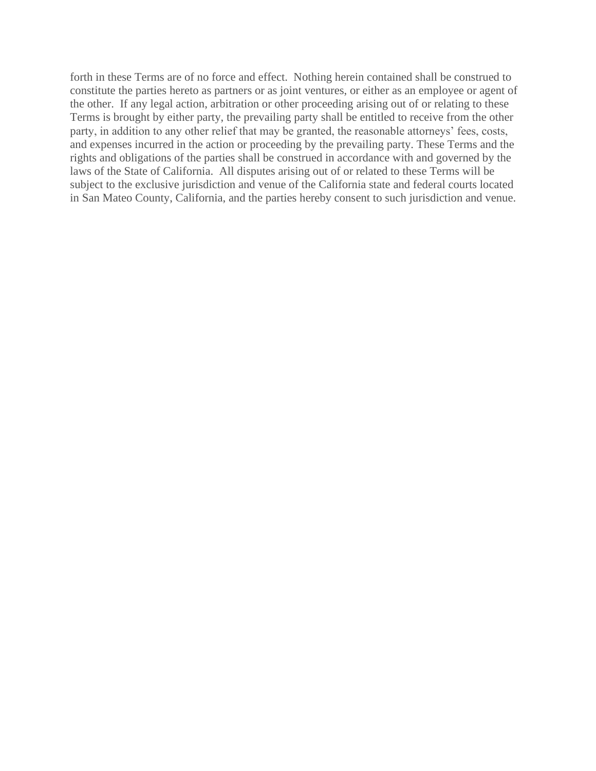forth in these Terms are of no force and effect. Nothing herein contained shall be construed to constitute the parties hereto as partners or as joint ventures, or either as an employee or agent of the other. If any legal action, arbitration or other proceeding arising out of or relating to these Terms is brought by either party, the prevailing party shall be entitled to receive from the other party, in addition to any other relief that may be granted, the reasonable attorneys' fees, costs, and expenses incurred in the action or proceeding by the prevailing party. These Terms and the rights and obligations of the parties shall be construed in accordance with and governed by the laws of the State of California. All disputes arising out of or related to these Terms will be subject to the exclusive jurisdiction and venue of the California state and federal courts located in San Mateo County, California, and the parties hereby consent to such jurisdiction and venue.